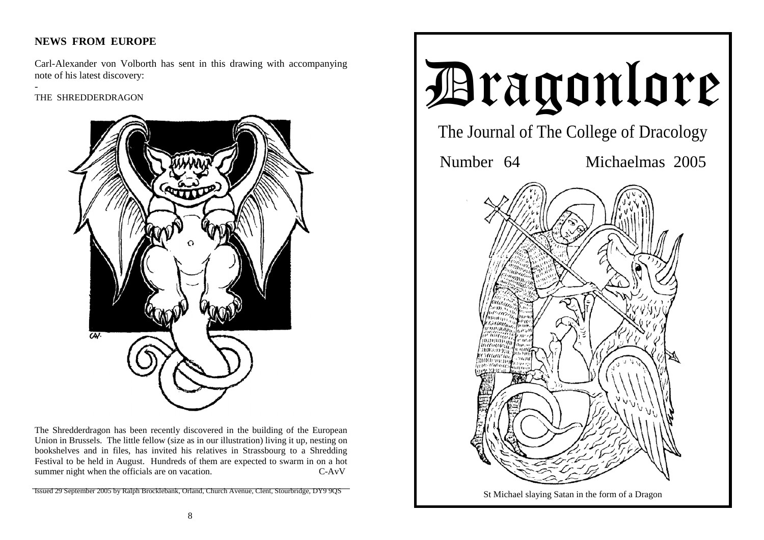## NEWS FROM EUROPE

Carl-Alexander von Volborth has sent in this drawing with accompanying note of his latest discovery:
-
THE SHREDDERDRAGON

The Shredderdragon has been recently discovered in the building of the European Union in Brussels. The little fellow (size as in our illustration) living it up, nesting on bookshelves and in files, has invited his relatives in Strassbourg to a Shredding Festival to be held in August. Hundreds of them are expected to swarm in on a hot summer night when the officials are on vacation. C-AvV

Issued 29 September 2005 by Ralph Brocklebank, Orland, Church Avenue, Clent, Stourbridge, DY9 9QS

# Dragonlore

The Journal of The College of Dracology

Number 64 Michaelmas 2005

St Michael slaying Satan in the form of a Dragon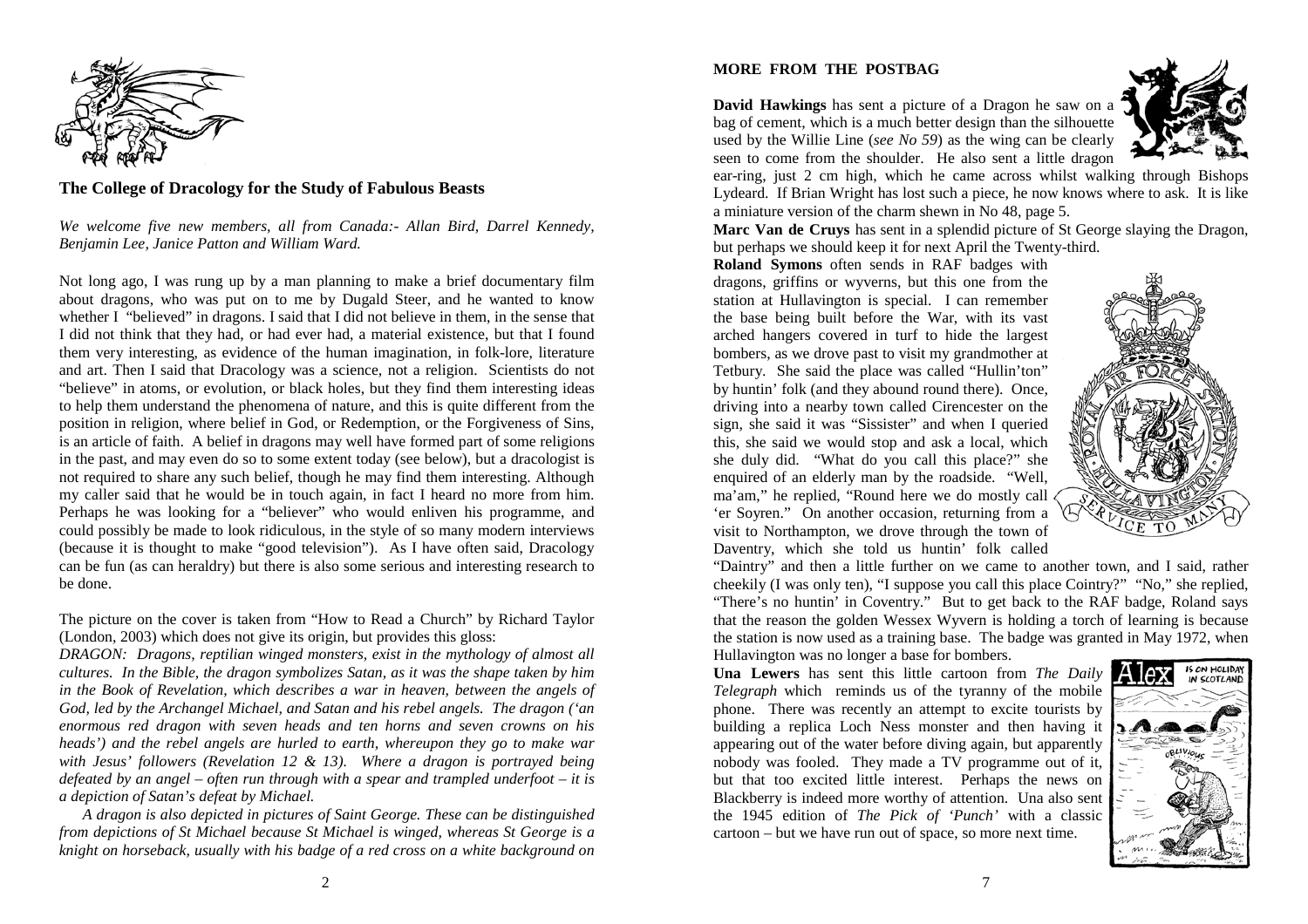## The College of Dracology for the Study of Fabulous Beasts

*We welcome five new members, all from Canada:- Allan Bird, Darrel Kennedy, Benjamin Lee, Janice Patton and William Ward.*

Not long ago, I was rung up by a man planning to make a brief documentary film about dragons, who was put on to me by Dugald Steer, and he wanted to know whether I "believed" in dragons. I said that I did not believe in them, in the sense that I did not think that they had, or had ever had, a material existence, but that I found them very interesting, as evidence of the human imagination, in folk-lore, literature and art. Then I said that Dracology was a science, not a religion. Scientists do not "believe" in atoms, or evolution, or black holes, but they find them interesting ideas to help them understand the phenomena of nature, and this is quite different from the position in religion, where belief in God, or Redemption, or the Forgiveness of Sins, is an article of faith. A belief in dragons may well have formed part of some religions in the past, and may even do so to some extent today (see below), but a dracologist is not required to share any such belief, though he may find them interesting. Although my caller said that he would be in touch again, in fact I heard no more from him. Perhaps he was looking for a "believer" who would enliven his programme, and could possibly be made to look ridiculous, in the style of so many modern interviews (because it is thought to make "good television"). As I have often said, Dracology can be fun (as can heraldry) but there is also some serious and interesting research to be done.

The picture on the cover is taken from "How to Read a Church" by Richard Taylor (London, 2003) which does not give its origin, but provides this gloss:

*DRAGON: Dragons, reptilian winged monsters, exist in the mythology of almost all cultures. In the Bible, the dragon symbolizes Satan, as it was the shape taken by him in the Book of Revelation, which describes a war in heaven, between the angels of God, led by the Archangel Michael, and Satan and his rebel angels. The dragon ('an enormous red dragon with seven heads and ten horns and seven crowns on his heads') and the rebel angels are hurled to earth, whereupon they go to make war with Jesus' followers (Revelation 12 & 13). Where a dragon is portrayed being defeated by an angel – often run through with a spear and trampled underfoot – it is a depiction of Satan's defeat by Michael.*

*A dragon is also depicted in pictures of Saint George. These can be distinguished from depictions of St Michael because St Michael is winged, whereas St George is a knight on horseback, usually with his badge of a red cross on a white background on*

### MORE FROM THE POSTBAG

**David Hawkings** has sent a picture of a Dragon he saw on a bag of cement, which is a much better design than the silhouette used by the Willie Line (*see No 59*) as the wing can be clearly seen to come from the shoulder. He also sent a little dragon ear-ring, just 2 cm high, which he came across whilst walking through Bishops Lydeard. If Brian Wright has lost such a piece, he now knows where to ask. It is like a miniature version of the charm shewn in No 48, page 5.

**Marc Van de Cruys** has sent in a splendid picture of St George slaying the Dragon, but perhaps we should keep it for next April the Twenty-third.

**Roland Symons** often sends in RAF badges with dragons, griffins or wyverns, but this one from the station at Hullavington is special. I can remember the base being built before the War, with its vast arched hangers covered in turf to hide the largest bombers, as we drove past to visit my grandmother at Tetbury. She said the place was called "Hullin'ton" by huntin' folk (and they abound round there). Once, driving into a nearby town called Cirencester on the sign, she said it was "Sississter" and when I queried this, she said we would stop and ask a local, which she duly did. "What do you call this place?" she enquired of an elderly man by the roadside. "Well, ma'am," he replied, "Round here we do mostly call 'er Soyren." On another occasion, returning from a visit to Northampton, we drove through the town of Daventry, which she told us huntin' folk called "Daintry" and then a little further on we came to another town, and I said, rather cheekily (I was only ten), "I suppose you call this place Cointry?" "No," she replied, "There's no huntin' in Coventry." But to get back to the RAF badge, Roland says that the reason the golden Wessex Wyvern is holding a torch of learning is because the station is now used as a training base. The badge was granted in May 1972, when Hullavington was no longer a base for bombers.

**Una Lewers** has sent this little cartoon from *The Daily Telegraph* which reminds us of the tyranny of the mobile phone. There was recently an attempt to excite tourists by building a replica Loch Ness monster and then having it appearing out of the water before diving again, but apparently nobody was fooled. They made a TV programme out of it, but that too excited little interest. Perhaps the news on Blackberry is indeed more worthy of attention. Una also sent the 1945 edition of *The Pick of 'Punch'* with a classic cartoon – but we have run out of space, so more next time.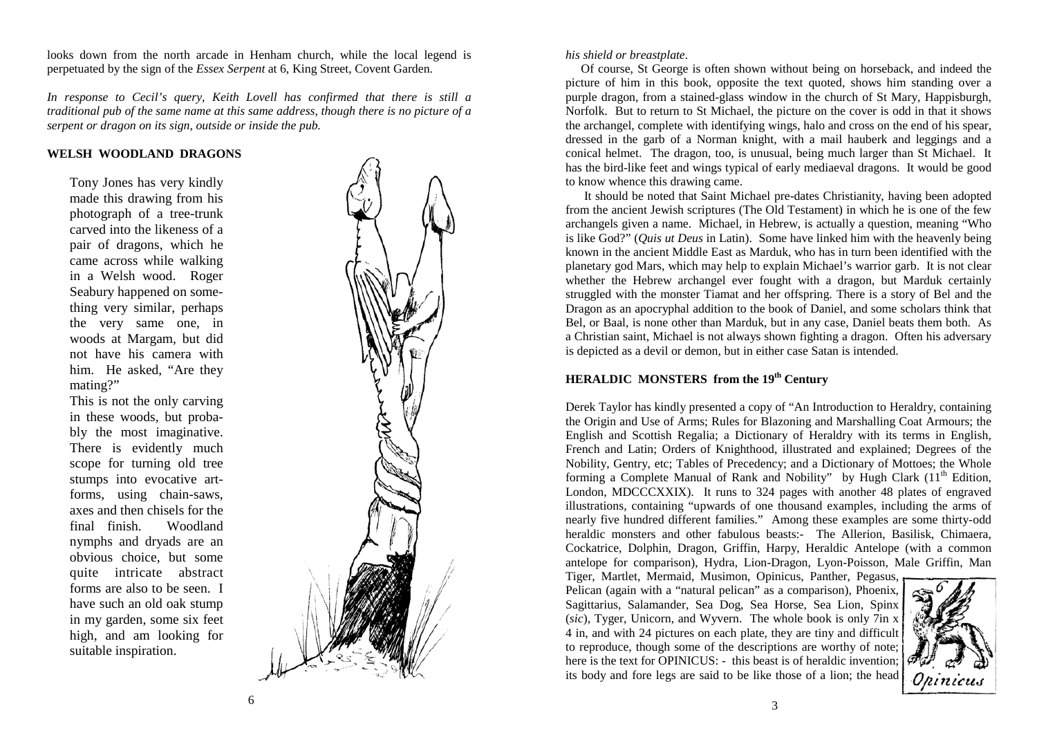looks down from the north arcade in Henham church, while the local legend is perpetuated by the sign of the *Essex Serpent* at 6, King Street, Covent Garden.

*In response to Cecil's query, Keith Lovell has confirmed that there is still a traditional pub of the same name at this same address, though there is no picture of a serpent or dragon on its sign, outside or inside the pub.*

**WELSH WOODLAND DRAGONS**

Tony Jones has very kindly made this drawing from his photograph of a tree-trunk carved into the likeness of a pair of dragons, which he came across while walking in a Welsh wood. Roger Seabury happened on something very similar, perhaps the very same one, in woods at Margam, but did not have his camera with him. He asked, "Are they mating?"

This is not the only carving in these woods, but probably the most imaginative. There is evidently much scope for turning old tree stumps into evocative art-forms, using chain-saws, axes and then chisels for the final finish. Woodland nymphs and dryads are an obvious choice, but some quite intricate abstract forms are also to be seen. I have such an old oak stump in my garden, some six feet high, and am looking for suitable inspiration.

*his shield or breastplate*.

Of course, St George is often shown without being on horseback, and indeed the picture of him in this book, opposite the text quoted, shows him standing over a purple dragon, from a stained-glass window in the church of St Mary, Happisburgh, Norfolk. But to return to St Michael, the picture on the cover is odd in that it shows the archangel, complete with identifying wings, halo and cross on the end of his spear, dressed in the garb of a Norman knight, with a mail hauberk and leggings and a conical helmet. The dragon, too, is unusual, being much larger than St Michael. It has the bird-like feet and wings typical of early mediaeval dragons. It would be good to know whence this drawing came.

It should be noted that Saint Michael pre-dates Christianity, having been adopted from the ancient Jewish scriptures (The Old Testament) in which he is one of the few archangels given a name. Michael, in Hebrew, is actually a question, meaning "Who is like God?" (*Quis ut Deus* in Latin). Some have linked him with the heavenly being known in the ancient Middle East as Marduk, who has in turn been identified with the planetary god Mars, which may help to explain Michael's warrior garb. It is not clear whether the Hebrew archangel ever fought with a dragon, but Marduk certainly struggled with the monster Tiamat and her offspring. There is a story of Bel and the Dragon as an apocryphal addition to the book of Daniel, and some scholars think that Bel, or Baal, is none other than Marduk, but in any case, Daniel beats them both. As a Christian saint, Michael is not always shown fighting a dragon. Often his adversary is depicted as a devil or demon, but in either case Satan is intended.

**HERALDIC MONSTERS from the 19th Century**

Derek Taylor has kindly presented a copy of "An Introduction to Heraldry, containing the Origin and Use of Arms; Rules for Blazoning and Marshalling Coat Armours; the English and Scottish Regalia; a Dictionary of Heraldry with its terms in English, French and Latin; Orders of Knighthood, illustrated and explained; Degrees of the Nobility, Gentry, etc; Tables of Precedency; and a Dictionary of Mottoes; the Whole forming a Complete Manual of Rank and Nobility" by Hugh Clark (11th Edition, London, MDCCCXXIX). It runs to 324 pages with another 48 plates of engraved illustrations, containing "upwards of one thousand examples, including the arms of nearly five hundred different families." Among these examples are some thirty-odd heraldic monsters and other fabulous beasts:- The Allerion, Basilisk, Chimaera, Cockatrice, Dolphin, Dragon, Griffin, Harpy, Heraldic Antelope (with a common antelope for comparison), Hydra, Lion-Dragon, Lyon-Poisson, Male Griffin, Man Tiger, Martlet, Mermaid, Musimon, Opinicus, Panther, Pegasus, Pelican (again with a "natural pelican" as a comparison), Phoenix, Sagittarius, Salamander, Sea Dog, Sea Horse, Sea Lion, Spinx (*sic*), Tyger, Unicorn, and Wyvern. The whole book is only 7in x 4 in, and with 24 pictures on each plate, they are tiny and difficult to reproduce, though some of the descriptions are worthy of note; here is the text for OPINICUS: - this beast is of heraldic invention; its body and fore legs are said to be like those of a lion; the head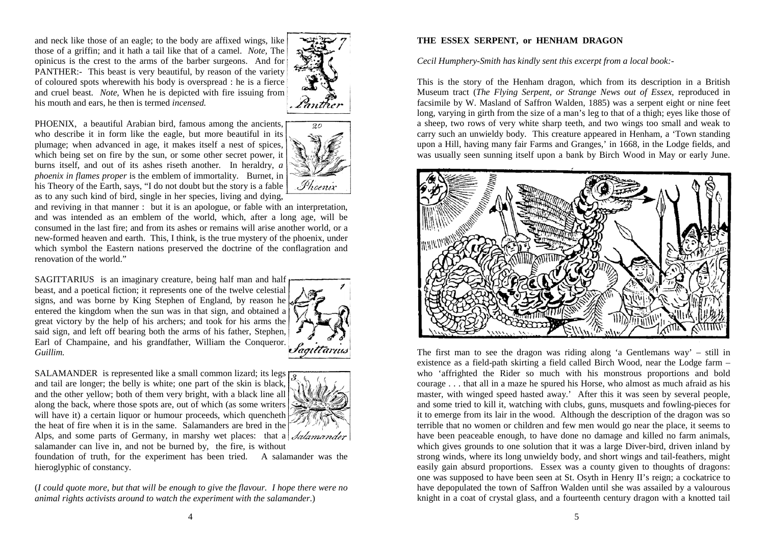and neck like those of an eagle; to the body are affixed wings, like those of a griffin; and it hath a tail like that of a camel. *Note,* The opinicus is the crest to the arms of the barber surgeons. And for PANTHER:- This beast is very beautiful, by reason of the variety of coloured spots wherewith his body is overspread : he is a fierce and cruel beast. *Note,* When he is depicted with fire issuing from his mouth and ears, he then is termed *incensed.*

PHOENIX, a beautiful Arabian bird, famous among the ancients, who describe it in form like the eagle, but more beautiful in its plumage; when advanced in age, it makes itself a nest of spices, which being set on fire by the sun, or some other secret power, it burns itself, and out of its ashes riseth another. In heraldry, *a phoenix in flames proper* is the emblem of immortality. Burnet, in his Theory of the Earth, says, "I do not doubt but the story is a fable as to any such kind of bird, single in her species, living and dying, and reviving in that manner : but it is an apologue, or fable with an interpretation, and was intended as an emblem of the world, which, after a long age, will be consumed in the last fire; and from its ashes or remains will arise another world, or a new-formed heaven and earth. This, I think, is the true mystery of the phoenix, under which symbol the Eastern nations preserved the doctrine of the conflagration and renovation of the world."

SAGITTARIUS is an imaginary creature, being half man and half beast, and a poetical fiction; it represents one of the twelve celestial signs, and was borne by King Stephen of England, by reason he entered the kingdom when the sun was in that sign, and obtained a great victory by the help of his archers; and took for his arms the said sign, and left off bearing both the arms of his father, Stephen, Earl of Champaine, and his grandfather, William the Conqueror. *Guillim.*

SALAMANDER is represented like a small common lizard; its legs and tail are longer; the belly is white; one part of the skin is black, and the other yellow; both of them very bright, with a black line all along the back, where those spots are, out of which (as some writers will have it) a certain liquor or humour proceeds, which quencheth the heat of fire when it is in the same. Salamanders are bred in the Alps, and some parts of Germany, in marshy wet places: that a salamander can live in, and not be burned by, the fire, is without foundation of truth, for the experiment has been tried. A salamander was the hieroglyphic of constancy.

(*I could quote more, but that will be enough to give the flavour. I hope there were no animal rights activists around to watch the experiment with the salamander*.)

**THE ESSEX SERPENT, or HENHAM DRAGON**

*Cecil Humphery-Smith has kindly sent this excerpt from a local book:-*

This is the story of the Henham dragon, which from its description in a British Museum tract (*The Flying Serpent, or Strange News out of Essex*, reproduced in facsimile by W. Masland of Saffron Walden, 1885) was a serpent eight or nine feet long, varying in girth from the size of a man's leg to that of a thigh; eyes like those of a sheep, two rows of very white sharp teeth, and two wings too small and weak to carry such an unwieldy body. This creature appeared in Henham, a 'Town standing upon a Hill, having many fair Farms and Granges,' in 1668, in the Lodge fields, and was usually seen sunning itself upon a bank by Birch Wood in May or early June.

The first man to see the dragon was riding along 'a Gentlemans way' – still in existence as a field-path skirting a field called Birch Wood, near the Lodge farm – who 'affrighted the Rider so much with his monstrous proportions and bold courage . . . that all in a maze he spured his Horse, who almost as much afraid as his master, with winged speed hasted away.' After this it was seen by several people, and some tried to kill it, watching with clubs, guns, musquets and fowling-pieces for it to emerge from its lair in the wood. Although the description of the dragon was so terrible that no women or children and few men would go near the place, it seems to have been peaceable enough, to have done no damage and killed no farm animals, which gives grounds to one solution that it was a large Diver-bird, driven inland by strong winds, where its long unwieldy body, and short wings and tail-feathers, might easily gain absurd proportions. Essex was a county given to thoughts of dragons: one was supposed to have been seen at St. Osyth in Henry II's reign; a cockatrice to have depopulated the town of Saffron Walden until she was assailed by a valourous knight in a coat of crystal glass, and a fourteenth century dragon with a knotted tail